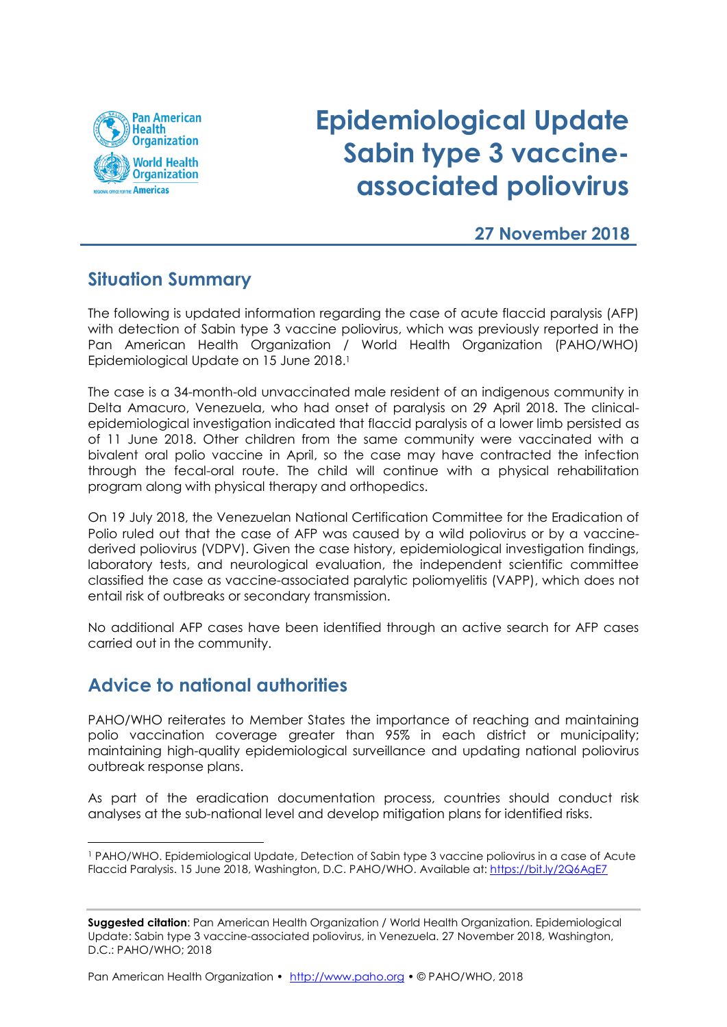# Epidemiological Update Sabin type 3 vaccine-associated poliovirus

**27 November 2018**

## Situation Summary

The following is updated information regarding the case of acute flaccid paralysis (AFP) with detection of Sabin type 3 vaccine poliovirus, which was previously reported in the Pan American Health Organization / World Health Organization (PAHO/WHO) Epidemiological Update on 15 June 2018.[1]

The case is a 34-month-old unvaccinated male resident of an indigenous community in Delta Amacuro, Venezuela, who had onset of paralysis on 29 April 2018. The clinical-epidemiological investigation indicated that flaccid paralysis of a lower limb persisted as of 11 June 2018. Other children from the same community were vaccinated with a bivalent oral polio vaccine in April, so the case may have contracted the infection through the fecal-oral route. The child will continue with a physical rehabilitation program along with physical therapy and orthopedics.

On 19 July 2018, the Venezuelan National Certification Committee for the Eradication of Polio ruled out that the case of AFP was caused by a wild poliovirus or by a vaccine-derived poliovirus (VDPV). Given the case history, epidemiological investigation findings, laboratory tests, and neurological evaluation, the independent scientific committee classified the case as vaccine-associated paralytic poliomyelitis (VAPP), which does not entail risk of outbreaks or secondary transmission.

No additional AFP cases have been identified through an active search for AFP cases carried out in the community.

## Advice to national authorities

PAHO/WHO reiterates to Member States the importance of reaching and maintaining polio vaccination coverage greater than 95% in each district or municipality; maintaining high-quality epidemiological surveillance and updating national poliovirus outbreak response plans.

As part of the eradication documentation process, countries should conduct risk analyses at the sub-national level and develop mitigation plans for identified risks.

[1] PAHO/WHO. Epidemiological Update, Detection of Sabin type 3 vaccine poliovirus in a case of Acute Flaccid Paralysis. 15 June 2018, Washington, D.C. PAHO/WHO. Available at: https://bit.ly/2Q6AgE7

**Suggested citation**: Pan American Health Organization / World Health Organization. Epidemiological Update: Sabin type 3 vaccine-associated poliovirus, in Venezuela. 27 November 2018, Washington, D.C.: PAHO/WHO; 2018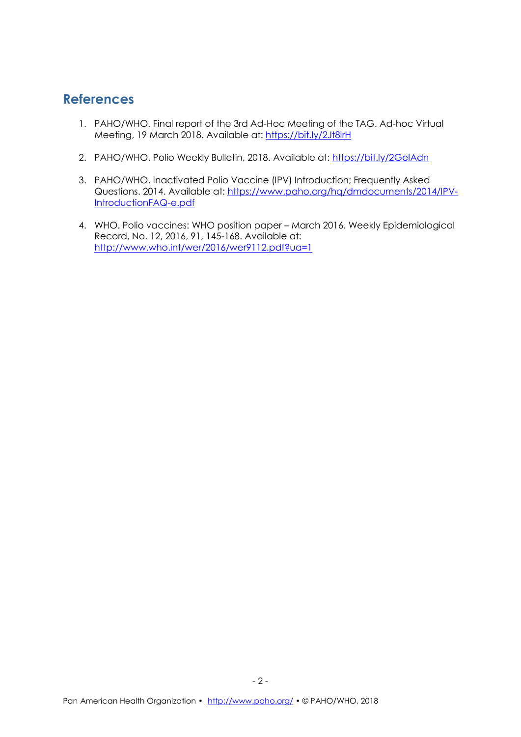## References

1. PAHO/WHO. Final report of the 3rd Ad-Hoc Meeting of the TAG. Ad-hoc Virtual Meeting, 19 March 2018. Available at: https://bit.ly/2Jt8lrH

2. PAHO/WHO. Polio Weekly Bulletin, 2018. Available at: https://bit.ly/2GelAdn

3. PAHO/WHO. Inactivated Polio Vaccine (IPV) Introduction; Frequently Asked Questions. 2014. Available at: https://www.paho.org/hq/dmdocuments/2014/IPV-IntroductionFAQ-e.pdf

4. WHO. Polio vaccines: WHO position paper – March 2016. Weekly Epidemiological Record, No. 12, 2016, 91, 145-168. Available at: http://www.who.int/wer/2016/wer9112.pdf?ua=1